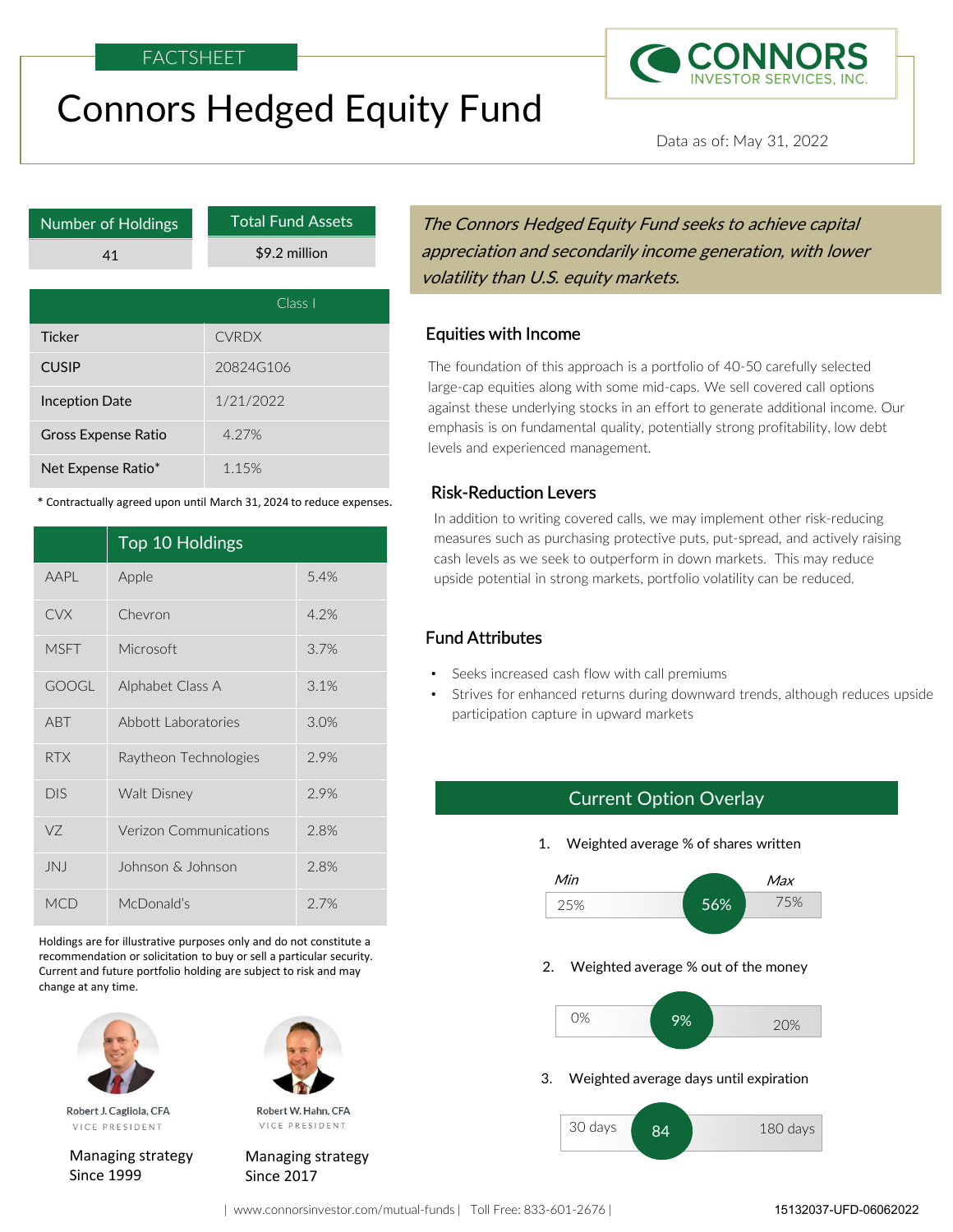FACTSHEET

# Connors Hedged Equity Fund

CONNORS INVESTOR SERVICES, INC.

Data as of: May 31, 2022

| Number of Holdings | Total Fund Assets |
|---|---|
| 41 | $9.2 million |

| | Class I |
|---|---|
| Ticker | CVRDX |
| CUSIP | 20824G106 |
| Inception Date | 1/21/2022 |
| Gross Expense Ratio | 4.27% |
| Net Expense Ratio* | 1.15% |

\* Contractually agreed upon until March 31, 2024 to reduce expenses.

| | Top 10 Holdings | |
|---|---|---|
| AAPL | Apple | 5.4% |
| CVX | Chevron | 4.2% |
| MSFT | Microsoft | 3.7% |
| GOOGL | Alphabet Class A | 3.1% |
| ABT | Abbott Laboratories | 3.0% |
| RTX | Raytheon Technologies | 2.9% |
| DIS | Walt Disney | 2.9% |
| VZ | Verizon Communications | 2.8% |
| JNJ | Johnson & Johnson | 2.8% |
| MCD | McDonald's | 2.7% |

Holdings are for illustrative purposes only and do not constitute a recommendation or solicitation to buy or sell a particular security. Current and future portfolio holding are subject to risk and may change at any time.

**Robert J. Cagliola, CFA**
VICE PRESIDENT

Managing strategy Since 1999

**Robert W. Hahn, CFA**
VICE PRESIDENT

Managing strategy Since 2017

*The Connors Hedged Equity Fund seeks to achieve capital appreciation and secondarily income generation, with lower volatility than U.S. equity markets.*

## Equities with Income

The foundation of this approach is a portfolio of 40-50 carefully selected large-cap equities along with some mid-caps. We sell covered call options against these underlying stocks in an effort to generate additional income. Our emphasis is on fundamental quality, potentially strong profitability, low debt levels and experienced management.

## Risk-Reduction Levers

In addition to writing covered calls, we may implement other risk-reducing measures such as purchasing protective puts, put-spread, and actively raising cash levels as we seek to outperform in down markets. This may reduce upside potential in strong markets, portfolio volatility can be reduced.

## Fund Attributes

- Seeks increased cash flow with call premiums
- Strives for enhanced returns during downward trends, although reduces upside participation capture in upward markets

## Current Option Overlay

1. Weighted average % of shares written
   - Min 25% — **56%** — Max 75%
2. Weighted average % out of the money
   - 0% — **9%** — 20%
3. Weighted average days until expiration
   - 30 days — **84** — 180 days

| www.connorsinvestor.com/mutual-funds | Toll Free: 833-601-2676 |

15132037-UFD-06062022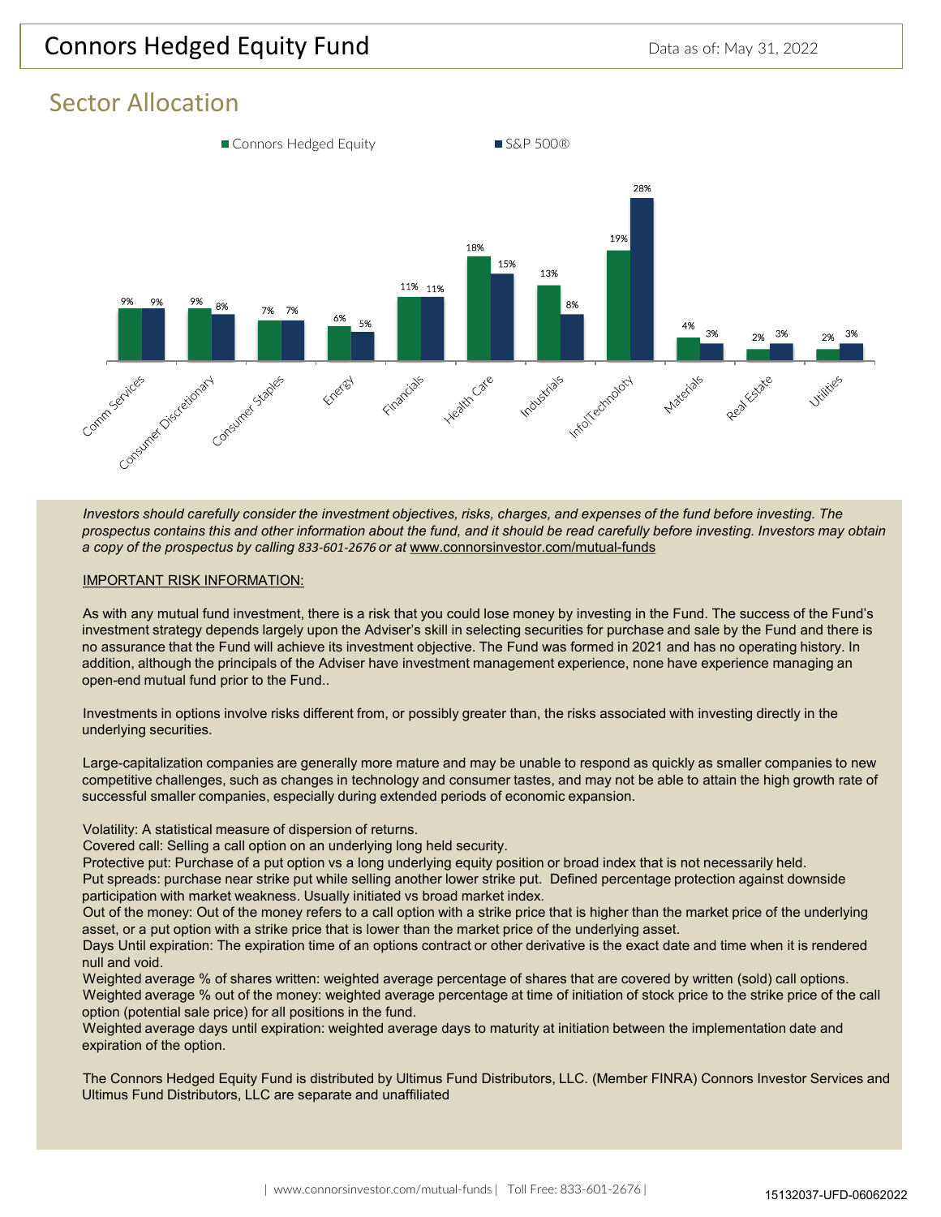# Connors Hedged Equity Fund

Data as of: May 31, 2022

## Sector Allocation

Connors Hedged Equity
S&P 500®

Comm Services 9% 9%
Consumer Discretionary 9% 8%
Consumer Staples 7% 7%
Energy 6% 5%
Financials 11% 11%
Health Care 18% 15%
Industrials 13% 8%
Info|Technoloty 19% 28%
Materials 4% 3%
Real Estate 2% 3%
Utilities 2% 3%

*Investors should carefully consider the investment objectives, risks, charges, and expenses of the fund before investing. The prospectus contains this and other information about the fund, and it should be read carefully before investing. Investors may obtain a copy of the prospectus by calling 833-601-2676 or at* www.connorsinvestor.com/mutual-funds

IMPORTANT RISK INFORMATION:

As with any mutual fund investment, there is a risk that you could lose money by investing in the Fund. The success of the Fund's investment strategy depends largely upon the Adviser's skill in selecting securities for purchase and sale by the Fund and there is no assurance that the Fund will achieve its investment objective. The Fund was formed in 2021 and has no operating history. In addition, although the principals of the Adviser have investment management experience, none have experience managing an open-end mutual fund prior to the Fund..

Investments in options involve risks different from, or possibly greater than, the risks associated with investing directly in the underlying securities.

Large-capitalization companies are generally more mature and may be unable to respond as quickly as smaller companies to new competitive challenges, such as changes in technology and consumer tastes, and may not be able to attain the high growth rate of successful smaller companies, especially during extended periods of economic expansion.

Volatility: A statistical measure of dispersion of returns.
Covered call: Selling a call option on an underlying long held security.
Protective put: Purchase of a put option vs a long underlying equity position or broad index that is not necessarily held.
Put spreads: purchase near strike put while selling another lower strike put. Defined percentage protection against downside participation with market weakness. Usually initiated vs broad market index.
Out of the money: Out of the money refers to a call option with a strike price that is higher than the market price of the underlying asset, or a put option with a strike price that is lower than the market price of the underlying asset.
Days Until expiration: The expiration time of an options contract or other derivative is the exact date and time when it is rendered null and void.
Weighted average % of shares written: weighted average percentage of shares that are covered by written (sold) call options.
Weighted average % out of the money: weighted average percentage at time of initiation of stock price to the strike price of the call option (potential sale price) for all positions in the fund.
Weighted average days until expiration: weighted average days to maturity at initiation between the implementation date and expiration of the option.

The Connors Hedged Equity Fund is distributed by Ultimus Fund Distributors, LLC. (Member FINRA) Connors Investor Services and Ultimus Fund Distributors, LLC are separate and unaffiliated

| www.connorsinvestor.com/mutual-funds | Toll Free: 833-601-2676 |

15132037-UFD-06062022